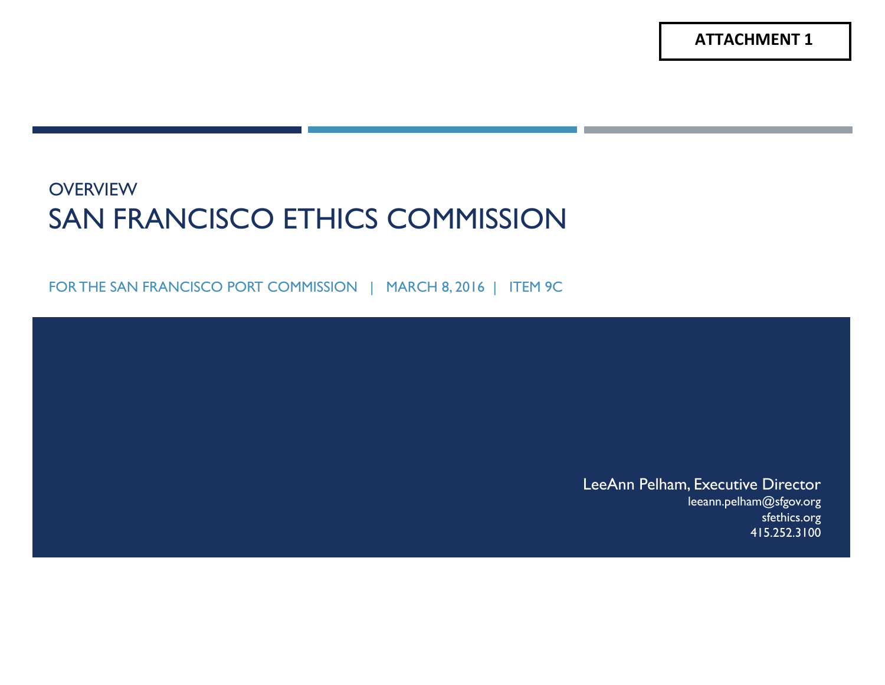**ATTACHMENT 1**

OVERVIEW

# SAN FRANCISCO ETHICS COMMISSION

FOR THE SAN FRANCISCO PORT COMMISSION | MARCH 8, 2016 | ITEM 9C

LeeAnn Pelham, Executive Director
leeann.pelham@sfgov.org
sfethics.org
415.252.3100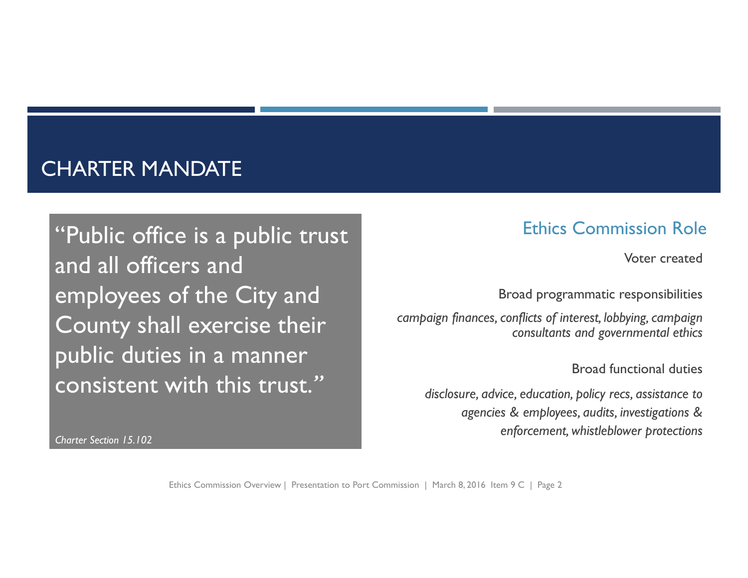# CHARTER MANDATE

> "Public office is a public trust and all officers and employees of the City and County shall exercise their public duties in a manner consistent with this trust."
>
> *Charter Section 15.102*

## Ethics Commission Role

Voter created

Broad programmatic responsibilities

*campaign finances, conflicts of interest, lobbying, campaign consultants and governmental ethics*

Broad functional duties

*disclosure, advice, education, policy recs, assistance to agencies & employees, audits, investigations & enforcement, whistleblower protections*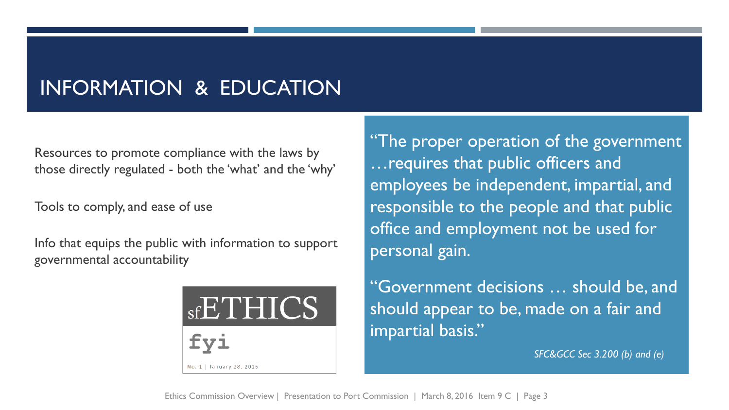# INFORMATION & EDUCATION

Resources to promote compliance with the laws by those directly regulated - both the 'what' and the 'why'

Tools to comply, and ease of use

Info that equips the public with information to support governmental accountability

sfETHICS

fyi

No. 1 | January 28, 2016

"The proper operation of the government …requires that public officers and employees be independent, impartial, and responsible to the people and that public office and employment not be used for personal gain.

"Government decisions … should be, and should appear to be, made on a fair and impartial basis."

*SFC&GCC Sec 3.200 (b) and (e)*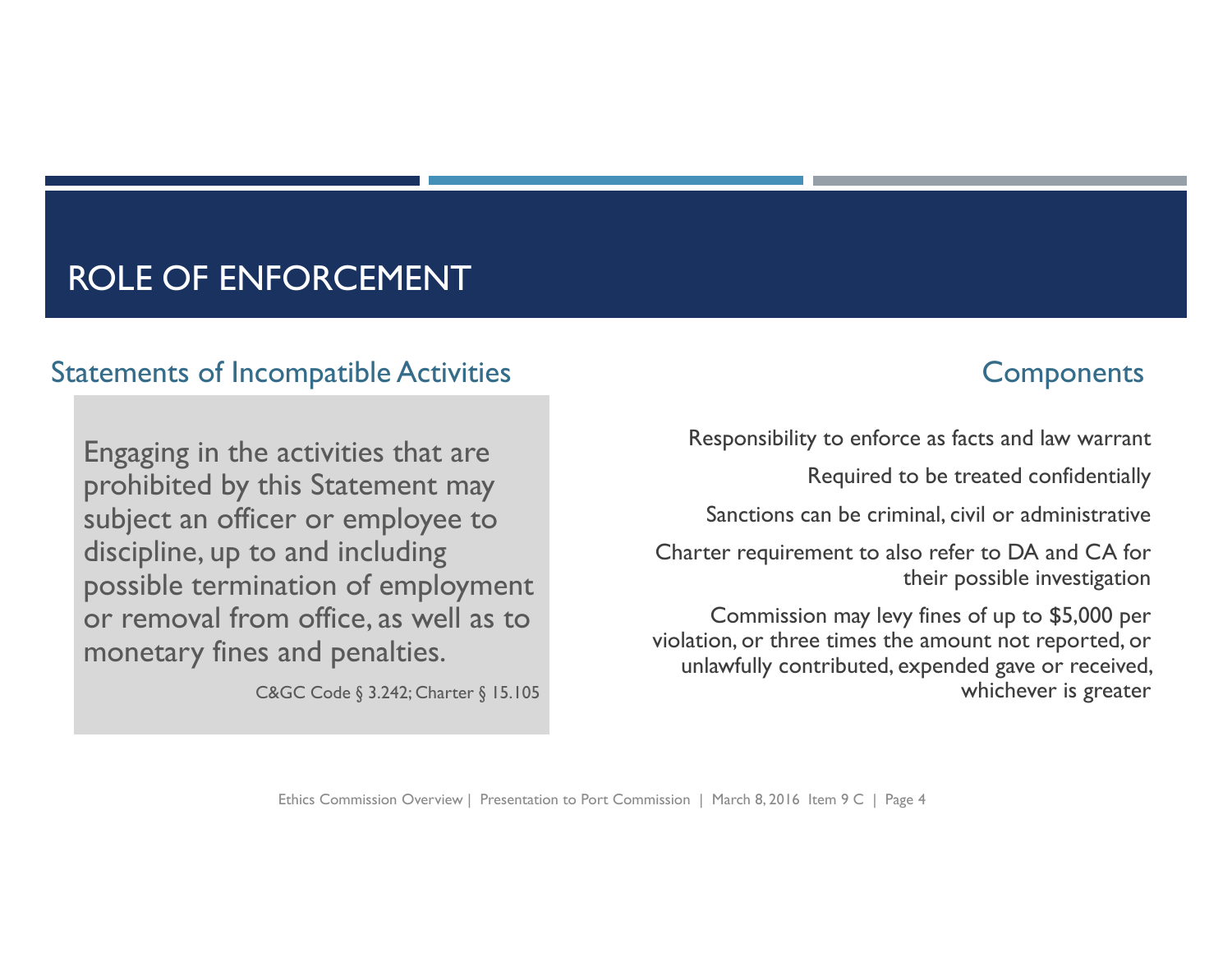# ROLE OF ENFORCEMENT

## Statements of Incompatible Activities

> Engaging in the activities that are prohibited by this Statement may subject an officer or employee to discipline, up to and including possible termination of employment or removal from office, as well as to monetary fines and penalties.
>
> C&GC Code § 3.242; Charter § 15.105

## Components

- Responsibility to enforce as facts and law warrant
- Required to be treated confidentially
- Sanctions can be criminal, civil or administrative
- Charter requirement to also refer to DA and CA for their possible investigation
- Commission may levy fines of up to $5,000 per violation, or three times the amount not reported, or unlawfully contributed, expended gave or received, whichever is greater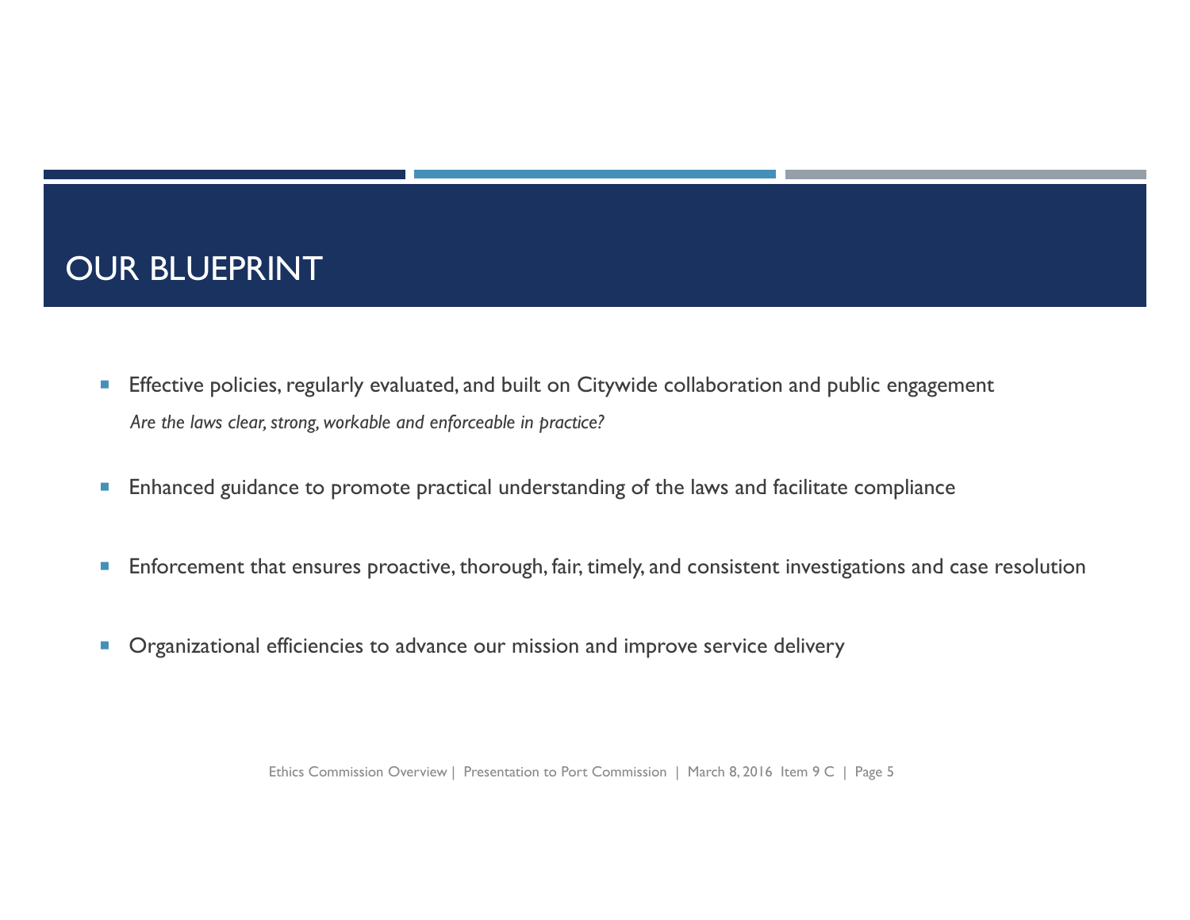# OUR BLUEPRINT

- Effective policies, regularly evaluated, and built on Citywide collaboration and public engagement
  *Are the laws clear, strong, workable and enforceable in practice?*
- Enhanced guidance to promote practical understanding of the laws and facilitate compliance
- Enforcement that ensures proactive, thorough, fair, timely, and consistent investigations and case resolution
- Organizational efficiencies to advance our mission and improve service delivery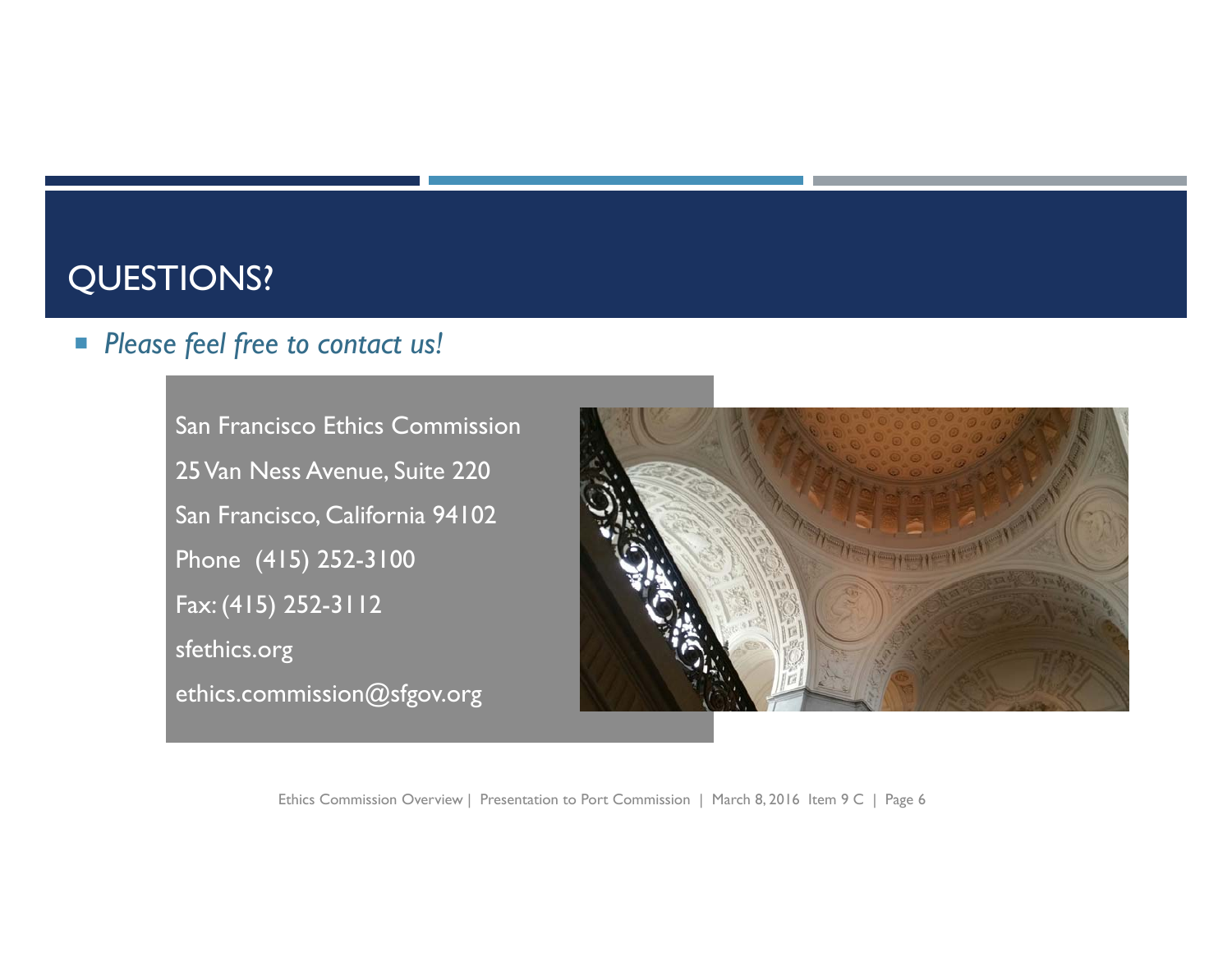# QUESTIONS?

- *Please feel free to contact us!*

San Francisco Ethics Commission
25 Van Ness Avenue, Suite 220
San Francisco, California 94102
Phone (415) 252-3100
Fax: (415) 252-3112
sfethics.org
ethics.commission@sfgov.org